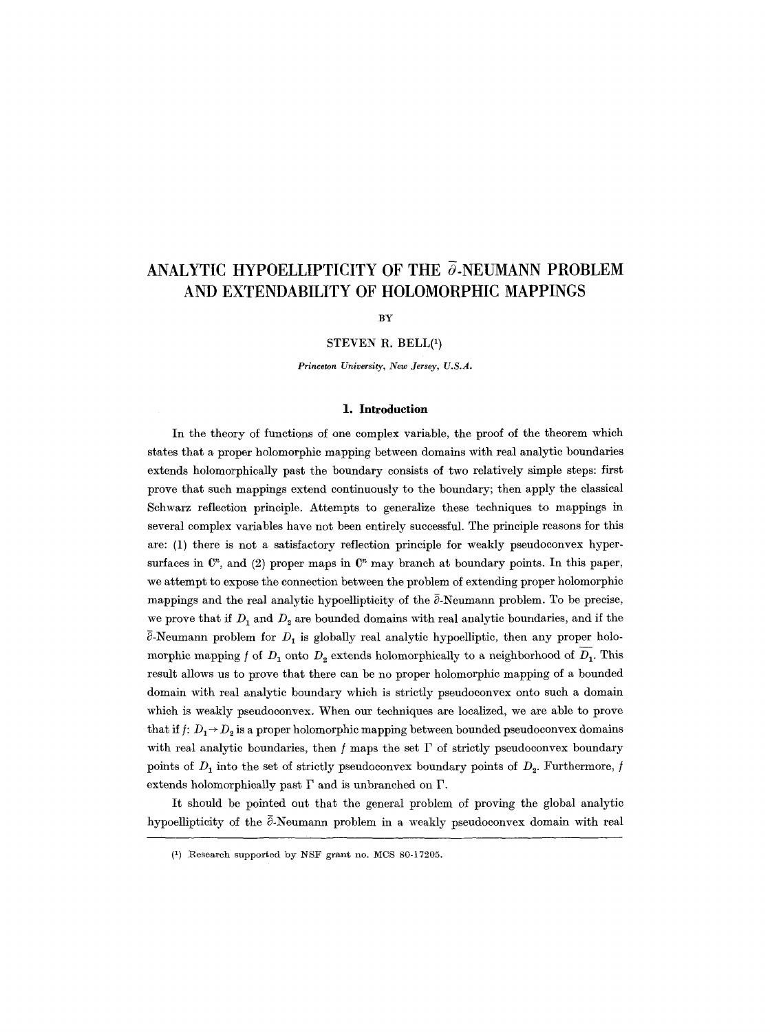# ANALYTIC HYPOELLIPTICITY OF THE $\bar{\partial}$-NEUMANN PROBLEM AND EXTENDABILITY OF HOLOMORPHIC MAPPINGS

BY

STEVEN R. BELL[1]

*Princeton University, New Jersey, U.S.A.*

## 1. Introduction

In the theory of functions of one complex variable, the proof of the theorem which states that a proper holomorphic mapping between domains with real analytic boundaries extends holomorphically past the boundary consists of two relatively simple steps: first prove that such mappings extend continuously to the boundary; then apply the classical Schwarz reflection principle. Attempts to generalize these techniques to mappings in several complex variables have not been entirely successful. The principle reasons for this are: (1) there is not a satisfactory reflection principle for weakly pseudoconvex hypersurfaces in $\mathbf{C}^n$, and (2) proper maps in $\mathbf{C}^n$ may branch at boundary points. In this paper, we attempt to expose the connection between the problem of extending proper holomorphic mappings and the real analytic hypoellipticity of the $\bar{\partial}$-Neumann problem. To be precise, we prove that if $D_1$ and $D_2$ are bounded domains with real analytic boundaries, and if the $\bar{\partial}$-Neumann problem for $D_1$ is globally real analytic hypoelliptic, then any proper holomorphic mapping $f$ of $D_1$ onto $D_2$ extends holomorphically to a neighborhood of $\bar{D}_1$. This result allows us to prove that there can be no proper holomorphic mapping of a bounded domain with real analytic boundary which is strictly pseudoconvex onto such a domain which is weakly pseudoconvex. When our techniques are localized, we are able to prove that if $f: D_1 \to D_2$ is a proper holomorphic mapping between bounded pseudoconvex domains with real analytic boundaries, then $f$ maps the set $\Gamma$ of strictly pseudoconvex boundary points of $D_1$ into the set of strictly pseudoconvex boundary points of $D_2$. Furthermore, $f$ extends holomorphically past $\Gamma$ and is unbranched on $\Gamma$.

It should be pointed out that the general problem of proving the global analytic hypoellipticity of the $\bar{\partial}$-Neumann problem in a weakly pseudoconvex domain with real

[1] Research supported by NSF grant no. MCS 80-17205.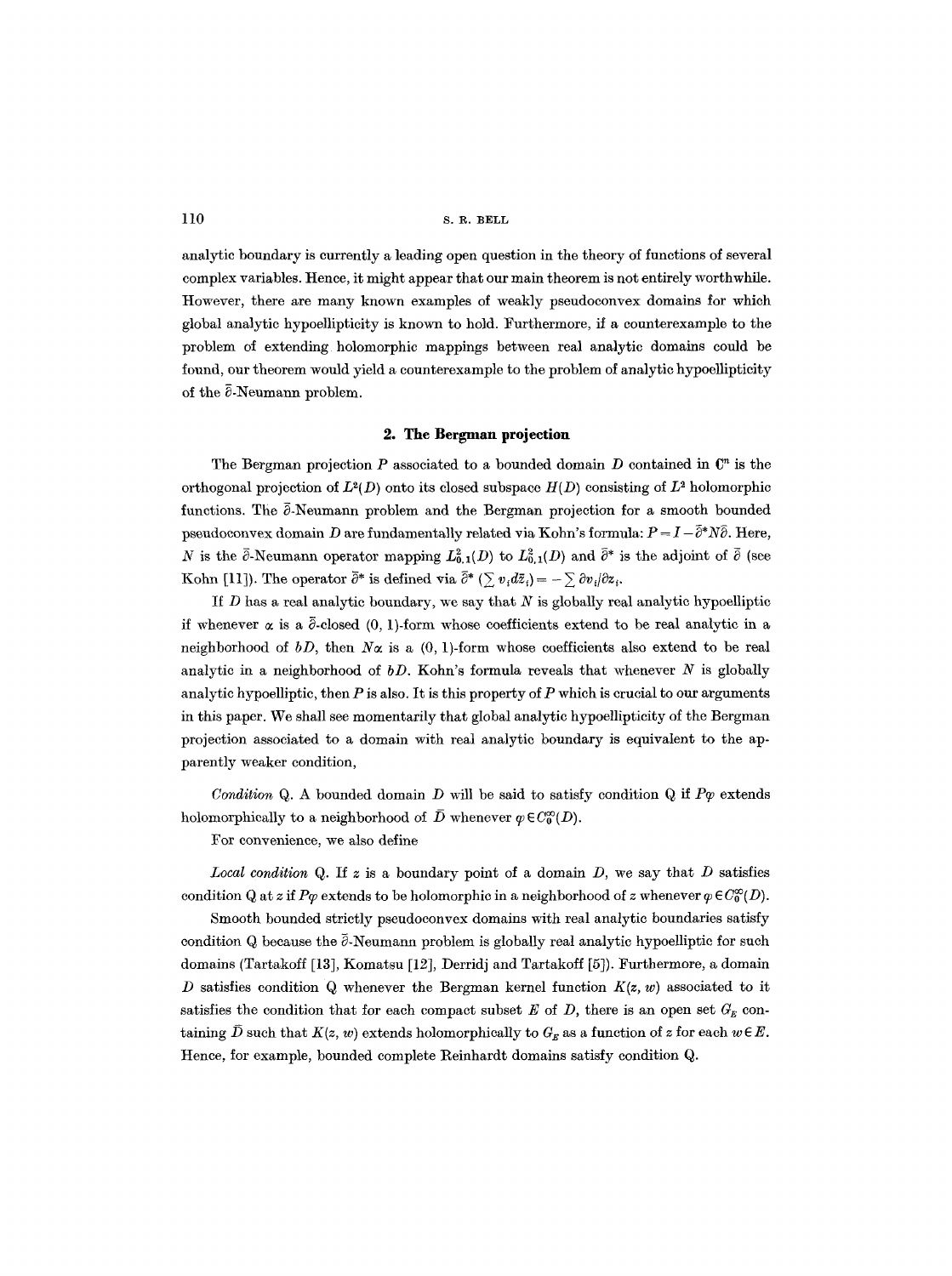analytic boundary is currently a leading open question in the theory of functions of several complex variables. Hence, it might appear that our main theorem is not entirely worthwhile. However, there are many known examples of weakly pseudoconvex domains for which global analytic hypoellipticity is known to hold. Furthermore, if a counterexample to the problem of extending holomorphic mappings between real analytic domains could be found, our theorem would yield a counterexample to the problem of analytic hypoellipticity of the $\bar\partial$-Neumann problem.

## 2. The Bergman projection

The Bergman projection $P$ associated to a bounded domain $D$ contained in $\mathbf{C}^n$ is the orthogonal projection of $L^2(D)$ onto its closed subspace $H(D)$ consisting of $L^2$ holomorphic functions. The $\bar\partial$-Neumann problem and the Bergman projection for a smooth bounded pseudoconvex domain $D$ are fundamentally related via Kohn's formula: $P = I - \bar\partial^* N \bar\partial$. Here, $N$ is the $\bar\partial$-Neumann operator mapping $L^2_{0,1}(D)$ to $L^2_{0,1}(D)$ and $\bar\partial^*$ is the adjoint of $\bar\partial$ (see Kohn [11]). The operator $\bar\partial^*$ is defined via $\bar\partial^* (\sum v_i d\bar z_i) = -\sum \partial v_i/\partial z_i$.

If $D$ has a real analytic boundary, we say that $N$ is globally real analytic hypoelliptic if whenever $\alpha$ is a $\bar\partial$-closed $(0,1)$-form whose coefficients extend to be real analytic in a neighborhood of $bD$, then $N\alpha$ is a $(0,1)$-form whose coefficients also extend to be real analytic in a neighborhood of $bD$. Kohn's formula reveals that whenever $N$ is globally analytic hypoelliptic, then $P$ is also. It is this property of $P$ which is crucial to our arguments in this paper. We shall see momentarily that global analytic hypoellipticity of the Bergman projection associated to a domain with real analytic boundary is equivalent to the apparently weaker condition,

*Condition* Q. A bounded domain $D$ will be said to satisfy condition Q if $P\varphi$ extends holomorphically to a neighborhood of $\bar D$ whenever $\varphi \in C_0^\infty(D)$.

For convenience, we also define

*Local condition* Q. If $z$ is a boundary point of a domain $D$, we say that $D$ satisfies condition Q at $z$ if $P\varphi$ extends to be holomorphic in a neighborhood of $z$ whenever $\varphi \in C_0^\infty(D)$.

Smooth bounded strictly pseudoconvex domains with real analytic boundaries satisfy condition Q because the $\bar\partial$-Neumann problem is globally real analytic hypoelliptic for such domains (Tartakoff [13], Komatsu [12], Derridj and Tartakoff [5]). Furthermore, a domain $D$ satisfies condition Q whenever the Bergman kernel function $K(z, w)$ associated to it satisfies the condition that for each compact subset $E$ of $D$, there is an open set $G_E$ containing $\bar D$ such that $K(z, w)$ extends holomorphically to $G_E$ as a function of $z$ for each $w \in E$. Hence, for example, bounded complete Reinhardt domains satisfy condition Q.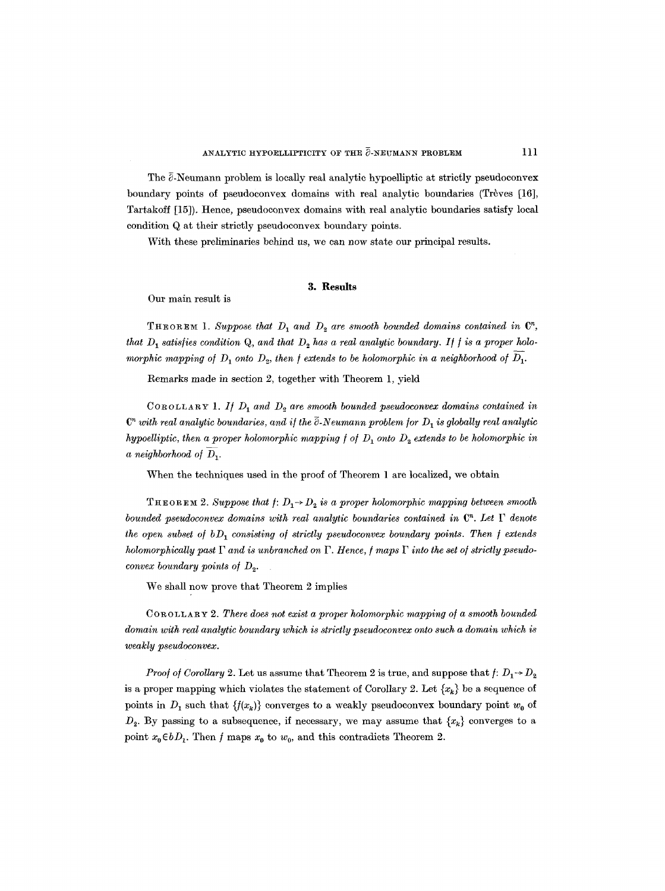The $\bar{\partial}$-Neumann problem is locally real analytic hypoelliptic at strictly pseudoconvex boundary points of pseudoconvex domains with real analytic boundaries (Trèves [16], Tartakoff [15]). Hence, pseudoconvex domains with real analytic boundaries satisfy local condition Q at their strictly pseudoconvex boundary points.

With these preliminaries behind us, we can now state our principal results.

## 3. Results

Our main result is

THEOREM 1. *Suppose that $D_1$ and $D_2$ are smooth bounded domains contained in $\mathbf{C}^n$, that $D_1$ satisfies condition Q, and that $D_2$ has a real analytic boundary. If $f$ is a proper holomorphic mapping of $D_1$ onto $D_2$, then $f$ extends to be holomorphic in a neighborhood of $\overline{D_1}$.*

Remarks made in section 2, together with Theorem 1, yield

COROLLARY 1. *If $D_1$ and $D_2$ are smooth bounded pseudoconvex domains contained in $\mathbf{C}^n$ with real analytic boundaries, and if the $\bar{\partial}$-Neumann problem for $D_1$ is globally real analytic hypoelliptic, then a proper holomorphic mapping $f$ of $D_1$ onto $D_2$ extends to be holomorphic in a neighborhood of $\overline{D}_1$.*

When the techniques used in the proof of Theorem 1 are localized, we obtain

THEOREM 2. *Suppose that $f: D_1 \to D_2$ is a proper holomorphic mapping between smooth bounded pseudoconvex domains with real analytic boundaries contained in $\mathbf{C}^n$. Let $\Gamma$ denote the open subset of $bD_1$ consisting of strictly pseudoconvex boundary points. Then $f$ extends holomorphically past $\Gamma$ and is unbranched on $\Gamma$. Hence, $f$ maps $\Gamma$ into the set of strictly pseudoconvex boundary points of $D_2$.*

We shall now prove that Theorem 2 implies

COROLLARY 2. *There does not exist a proper holomorphic mapping of a smooth bounded domain with real analytic boundary which is strictly pseudoconvex onto such a domain which is weakly pseudoconvex.*

*Proof of Corollary* 2. Let us assume that Theorem 2 is true, and suppose that $f: D_1 \to D_2$ is a proper mapping which violates the statement of Corollary 2. Let $\{x_k\}$ be a sequence of points in $D_1$ such that $\{f(x_k)\}$ converges to a weakly pseudoconvex boundary point $w_0$ of $D_2$. By passing to a subsequence, if necessary, we may assume that $\{x_k\}$ converges to a point $x_0 \in bD_1$. Then $f$ maps $x_0$ to $w_0$, and this contradicts Theorem 2.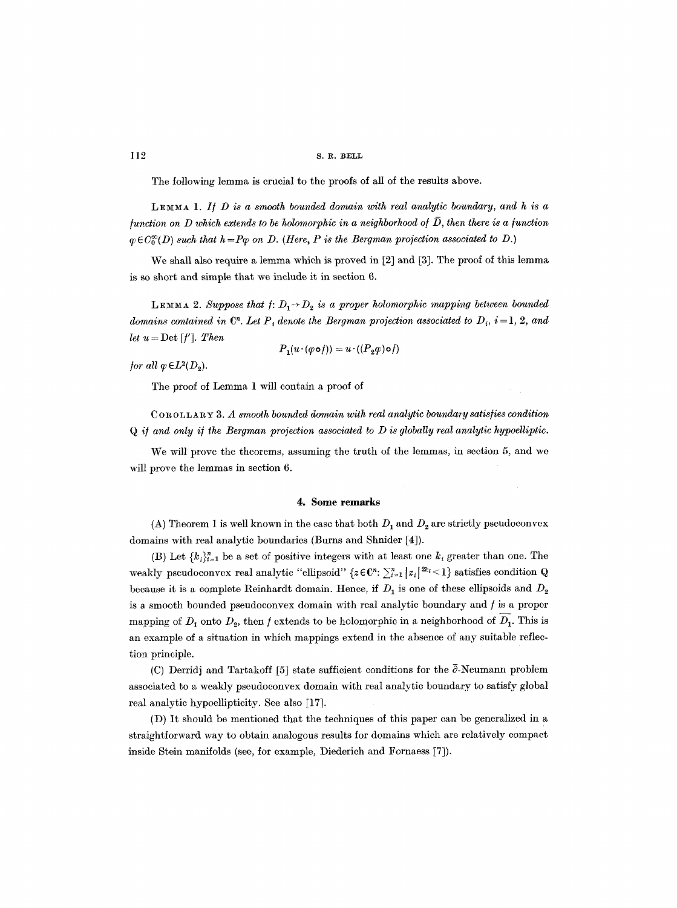The following lemma is crucial to the proofs of all of the results above.

**Lemma 1.** *If $D$ is a smooth bounded domain with real analytic boundary, and $h$ is a function on $D$ which extends to be holomorphic in a neighborhood of $\bar{D}$, then there is a function $\varphi \in C_0^\infty(D)$ such that $h = P\varphi$ on $D$. (Here, $P$ is the Bergman projection associated to $D$.)*

We shall also require a lemma which is proved in [2] and [3]. The proof of this lemma is so short and simple that we include it in section 6.

**Lemma 2.** *Suppose that $f: D_1 \to D_2$ is a proper holomorphic mapping between bounded domains contained in $\mathbf{C}^n$. Let $P_i$ denote the Bergman projection associated to $D_i$, $i = 1, 2$, and let $u = \text{Det}\,[f']$. Then*

$$P_1(u \cdot (\varphi \circ f)) = u \cdot ((P_2 \varphi) \circ f)$$

*for all $\varphi \in L^2(D_2)$.*

The proof of Lemma 1 will contain a proof of

**Corollary 3.** *A smooth bounded domain with real analytic boundary satisfies condition Q if and only if the Bergman projection associated to $D$ is globally real analytic hypoelliptic.*

We will prove the theorems, assuming the truth of the lemmas, in section 5, and we will prove the lemmas in section 6.

## 4. Some remarks

(A) Theorem 1 is well known in the case that both $D_1$ and $D_2$ are strictly pseudoconvex domains with real analytic boundaries (Burns and Shnider [4]).

(B) Let $\{k_i\}_{i=1}^n$ be a set of positive integers with at least one $k_i$ greater than one. The weakly pseudoconvex real analytic "ellipsoid" $\{z \in \mathbf{C}^n: \sum_{i=1}^n |z_i|^{2k_i} < 1\}$ satisfies condition Q because it is a complete Reinhardt domain. Hence, if $D_1$ is one of these ellipsoids and $D_2$ is a smooth bounded pseudoconvex domain with real analytic boundary and $f$ is a proper mapping of $D_1$ onto $D_2$, then $f$ extends to be holomorphic in a neighborhood of $\overline{D_1}$. This is an example of a situation in which mappings extend in the absence of any suitable reflection principle.

(C) Derridj and Tartakoff [5] state sufficient conditions for the $\bar{\partial}$-Neumann problem associated to a weakly pseudoconvex domain with real analytic boundary to satisfy global real analytic hypoellipticity. See also [17].

(D) It should be mentioned that the techniques of this paper can be generalized in a straightforward way to obtain analogous results for domains which are relatively compact inside Stein manifolds (see, for example, Diederich and Fornaess [7]).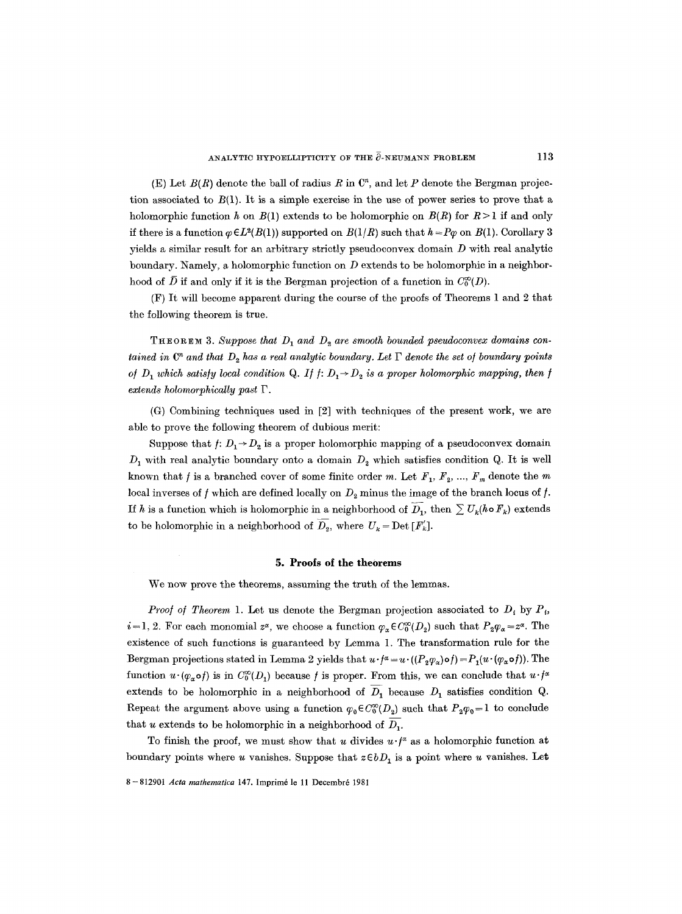(E) Let $B(R)$ denote the ball of radius $R$ in $\mathbf{C}^n$, and let $P$ denote the Bergman projection associated to $B(1)$. It is a simple exercise in the use of power series to prove that a holomorphic function $h$ on $B(1)$ extends to be holomorphic on $B(R)$ for $R>1$ if and only if there is a function $\varphi \in L^2(B(1))$ supported on $B(1/R)$ such that $h=P\varphi$ on $B(1)$. Corollary 3 yields a similar result for an arbitrary strictly pseudoconvex domain $D$ with real analytic boundary. Namely, a holomorphic function on $D$ extends to be holomorphic in a neighborhood of $\bar{D}$ if and only if it is the Bergman projection of a function in $C_0^\infty(D)$.

(F) It will become apparent during the course of the proofs of Theorems 1 and 2 that the following theorem is true.

THEOREM 3. *Suppose that $D_1$ and $D_2$ are smooth bounded pseudoconvex domains contained in $\mathbf{C}^n$ and that $D_2$ has a real analytic boundary. Let $\Gamma$ denote the set of boundary points of $D_1$ which satisfy local condition Q. If $f: D_1 \to D_2$ is a proper holomorphic mapping, then $f$ extends holomorphically past $\Gamma$.*

(G) Combining techniques used in [2] with techniques of the present work, we are able to prove the following theorem of dubious merit:

Suppose that $f: D_1 \to D_2$ is a proper holomorphic mapping of a pseudoconvex domain $D_1$ with real analytic boundary onto a domain $D_2$ which satisfies condition Q. It is well known that $f$ is a branched cover of some finite order $m$. Let $F_1, F_2, ..., F_m$ denote the $m$ local inverses of $f$ which are defined locally on $D_2$ minus the image of the branch locus of $f$. If $h$ is a function which is holomorphic in a neighborhood of $\overline{D_1}$, then $\sum U_k(h \circ F_k)$ extends to be holomorphic in a neighborhood of $\overline{D_2}$, where $U_k = \operatorname{Det}[F_k']$.

## 5. Proofs of the theorems

We now prove the theorems, assuming the truth of the lemmas.

*Proof of Theorem* 1. Let us denote the Bergman projection associated to $D_i$ by $P_i$, $i=1, 2$. For each monomial $z^\alpha$, we choose a function $\varphi_\alpha \in C_0^\infty(D_2)$ such that $P_2\varphi_\alpha = z^\alpha$. The existence of such functions is guaranteed by Lemma 1. The transformation rule for the Bergman projections stated in Lemma 2 yields that $u \cdot f^\alpha = u \cdot ((P_2\varphi_\alpha)\circ f) = P_1(u \cdot (\varphi_\alpha \circ f))$. The function $u \cdot (\varphi_\alpha \circ f)$ is in $C_0^\infty(D_1)$ because $f$ is proper. From this, we can conclude that $u \cdot f^\alpha$ extends to be holomorphic in a neighborhood of $\overline{D_1}$ because $D_1$ satisfies condition Q. Repeat the argument above using a function $\varphi_0 \in C_0^\infty(D_2)$ such that $P_2\varphi_0 = 1$ to conclude that $u$ extends to be holomorphic in a neighborhood of $\overline{D_1}$.

To finish the proof, we must show that $u$ divides $u \cdot f^\alpha$ as a holomorphic function at boundary points where $u$ vanishes. Suppose that $z \in bD_1$ is a point where $u$ vanishes. Let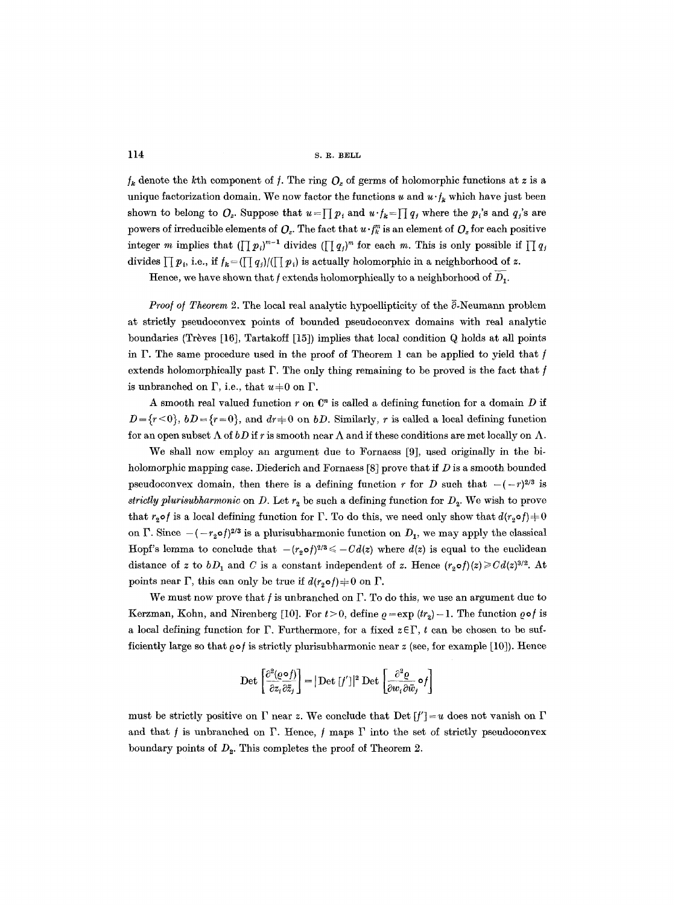$f_k$ denote the $k$th component of $f$. The ring $O_z$ of germs of holomorphic functions at $z$ is a unique factorization domain. We now factor the functions $u$ and $u \cdot f_k$ which have just been shown to belong to $O_z$. Suppose that $u = \prod p_i$ and $u \cdot f_k = \prod q_j$ where the $p_i$'s and $q_j$'s are powers of irreducible elements of $O_z$. The fact that $u \cdot f_k^m$ is an element of $O_z$ for each positive integer $m$ implies that $(\prod p_i)^{m-1}$ divides $(\prod q_j)^m$ for each $m$. This is only possible if $\prod q_j$ divides $\prod p_i$, i.e., if $f_k = (\prod q_j)/(\prod p_i)$ is actually holomorphic in a neighborhood of $z$.

Hence, we have shown that $f$ extends holomorphically to a neighborhood of $\overline{D_1}$.

*Proof of Theorem* 2. The local real analytic hypoellipticity of the $\bar{\partial}$-Neumann problem at strictly pseudoconvex points of bounded pseudoconvex domains with real analytic boundaries (Trèves [16], Tartakoff [15]) implies that local condition Q holds at all points in $\Gamma$. The same procedure used in the proof of Theorem 1 can be applied to yield that $f$ extends holomorphically past $\Gamma$. The only thing remaining to be proved is the fact that $f$ is unbranched on $\Gamma$, i.e., that $u \neq 0$ on $\Gamma$.

A smooth real valued function $r$ on $\mathbf{C}^n$ is called a defining function for a domain $D$ if $D = \{r < 0\}$, $bD = \{r = 0\}$, and $dr \neq 0$ on $bD$. Similarly, $r$ is called a local defining function for an open subset $\Lambda$ of $bD$ if $r$ is smooth near $\Lambda$ and if these conditions are met locally on $\Lambda$.

We shall now employ an argument due to Fornaess [9], used originally in the biholomorphic mapping case. Diederich and Fornaess [8] prove that if $D$ is a smooth bounded pseudoconvex domain, then there is a defining function $r$ for $D$ such that $-(-r)^{2/3}$ is *strictly plurisubharmonic* on $D$. Let $r_2$ be such a defining function for $D_2$. We wish to prove that $r_2 \circ f$ is a local defining function for $\Gamma$. To do this, we need only show that $d(r_2 \circ f) \neq 0$ on $\Gamma$. Since $-(-r_2 \circ f)^{2/3}$ is a plurisubharmonic function on $D_1$, we may apply the classical Hopf's lemma to conclude that $-(r_2 \circ f)^{2/3} \leqslant -Cd(z)$ where $d(z)$ is equal to the euclidean distance of $z$ to $bD_1$ and $C$ is a constant independent of $z$. Hence $(r_2 \circ f)(z) \geqslant Cd(z)^{3/2}$. At points near $\Gamma$, this can only be true if $d(r_2 \circ f) \neq 0$ on $\Gamma$.

We must now prove that $f$ is unbranched on $\Gamma$. To do this, we use an argument due to Kerzman, Kohn, and Nirenberg [10]. For $t > 0$, define $\varrho = \exp(tr_2) - 1$. The function $\varrho \circ f$ is a local defining function for $\Gamma$. Furthermore, for a fixed $z \in \Gamma$, $t$ can be chosen to be sufficiently large so that $\varrho \circ f$ is strictly plurisubharmonic near $z$ (see, for example [10]). Hence

$$\operatorname{Det}\left[\frac{\partial^2(\varrho \circ f)}{\partial z_i \partial \bar{z}_j}\right] = |\operatorname{Det}[f']|^2 \operatorname{Det}\left[\frac{\partial^2 \varrho}{\partial w_i \partial \bar{w}_j} \circ f\right]$$

must be strictly positive on $\Gamma$ near $z$. We conclude that $\operatorname{Det}[f'] = u$ does not vanish on $\Gamma$ and that $f$ is unbranched on $\Gamma$. Hence, $f$ maps $\Gamma$ into the set of strictly pseudoconvex boundary points of $D_2$. This completes the proof of Theorem 2.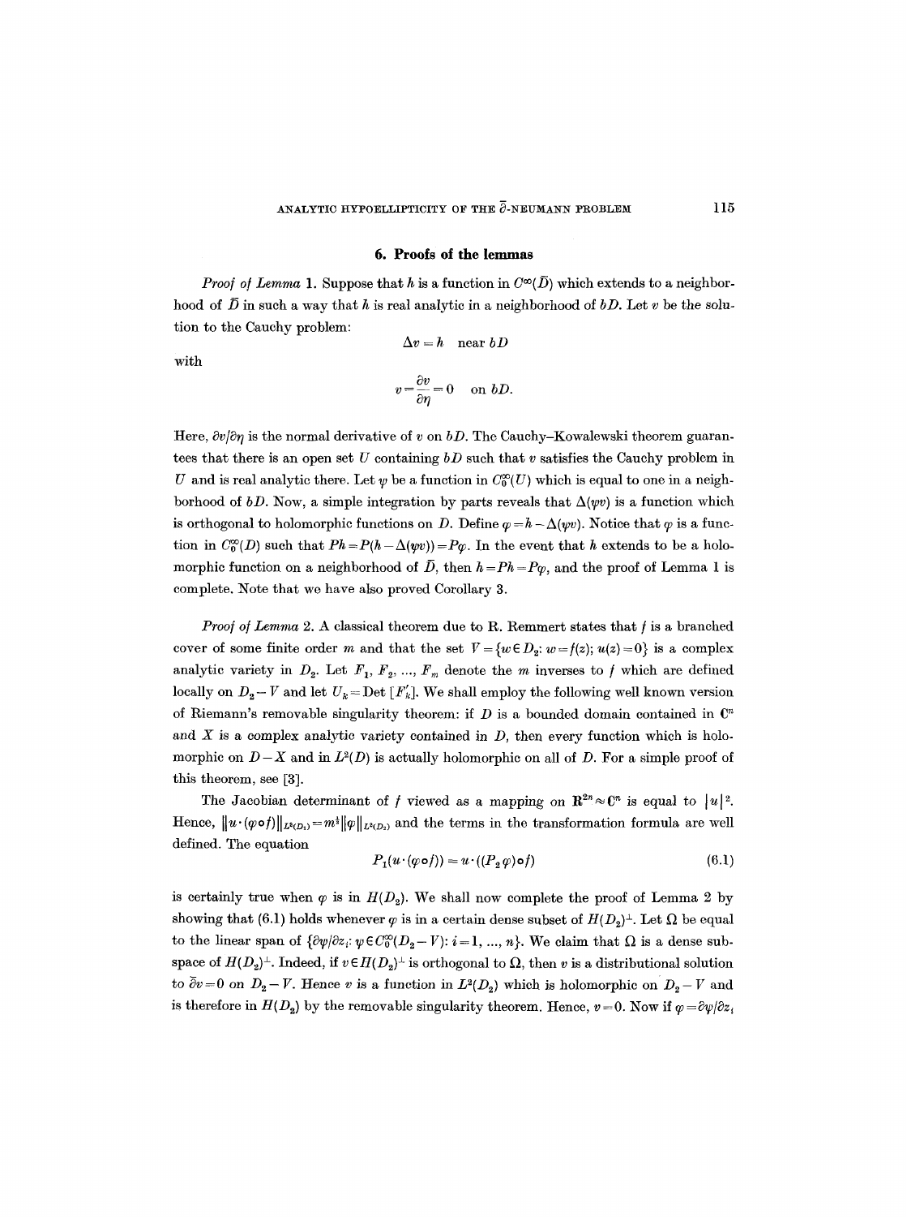## 6. Proofs of the lemmas

*Proof of Lemma* 1. Suppose that $h$ is a function in $C^\infty(\bar{D})$ which extends to a neighborhood of $\bar{D}$ in such a way that $h$ is real analytic in a neighborhood of $bD$. Let $v$ be the solution to the Cauchy problem:

$$\Delta v = h \quad \text{near } bD$$

with

$$v = \frac{\partial v}{\partial \eta} = 0 \quad \text{on } bD.$$

Here, $\partial v/\partial \eta$ is the normal derivative of $v$ on $bD$. The Cauchy–Kowalewski theorem guarantees that there is an open set $U$ containing $bD$ such that $v$ satisfies the Cauchy problem in $U$ and is real analytic there. Let $\psi$ be a function in $C_0^\infty(U)$ which is equal to one in a neighborhood of $bD$. Now, a simple integration by parts reveals that $\Delta(\psi v)$ is a function which is orthogonal to holomorphic functions on $D$. Define $\varphi = h - \Delta(\psi v)$. Notice that $\varphi$ is a function in $C_0^\infty(D)$ such that $Ph = P(h - \Delta(\psi v)) = P\varphi$. In the event that $h$ extends to be a holomorphic function on a neighborhood of $\bar{D}$, then $h = Ph = P\varphi$, and the proof of Lemma 1 is complete. Note that we have also proved Corollary 3.

*Proof of Lemma* 2. A classical theorem due to R. Remmert states that $f$ is a branched cover of some finite order $m$ and that the set $V = \{w \in D_2 : w = f(z);\ u(z) = 0\}$ is a complex analytic variety in $D_2$. Let $F_1, F_2, \ldots, F_m$ denote the $m$ inverses to $f$ which are defined locally on $D_2 - V$ and let $U_k = \operatorname{Det}[F_k']$. We shall employ the following well known version of Riemann's removable singularity theorem: if $D$ is a bounded domain contained in $\mathbf{C}^n$ and $X$ is a complex analytic variety contained in $D$, then every function which is holomorphic on $D - X$ and in $L^2(D)$ is actually holomorphic on all of $D$. For a simple proof of this theorem, see [3].

The Jacobian determinant of $f$ viewed as a mapping on $\mathbf{R}^{2n} \approx \mathbf{C}^n$ is equal to $|u|^2$. Hence, $\|u \cdot (\varphi \circ f)\|_{L^2(D_1)} = m^{\frac{1}{2}} \|\varphi\|_{L^2(D_2)}$ and the terms in the transformation formula are well defined. The equation

$$P_1(u \cdot (\varphi \circ f)) = u \cdot ((P_2 \varphi) \circ f) \tag{6.1}$$

is certainly true when $\varphi$ is in $H(D_2)$. We shall now complete the proof of Lemma 2 by showing that (6.1) holds whenever $\varphi$ is in a certain dense subset of $H(D_2)^\perp$. Let $\Omega$ be equal to the linear span of $\{\partial \psi / \partial z_i : \psi \in C_0^\infty(D_2 - V) : i = 1, \ldots, n\}$. We claim that $\Omega$ is a dense subspace of $H(D_2)^\perp$. Indeed, if $v \in H(D_2)^\perp$ is orthogonal to $\Omega$, then $v$ is a distributional solution to $\bar{\partial} v = 0$ on $D_2 - V$. Hence $v$ is a function in $L^2(D_2)$ which is holomorphic on $D_2 - V$ and is therefore in $H(D_2)$ by the removable singularity theorem. Hence, $v = 0$. Now if $\varphi = \partial \psi / \partial z_i$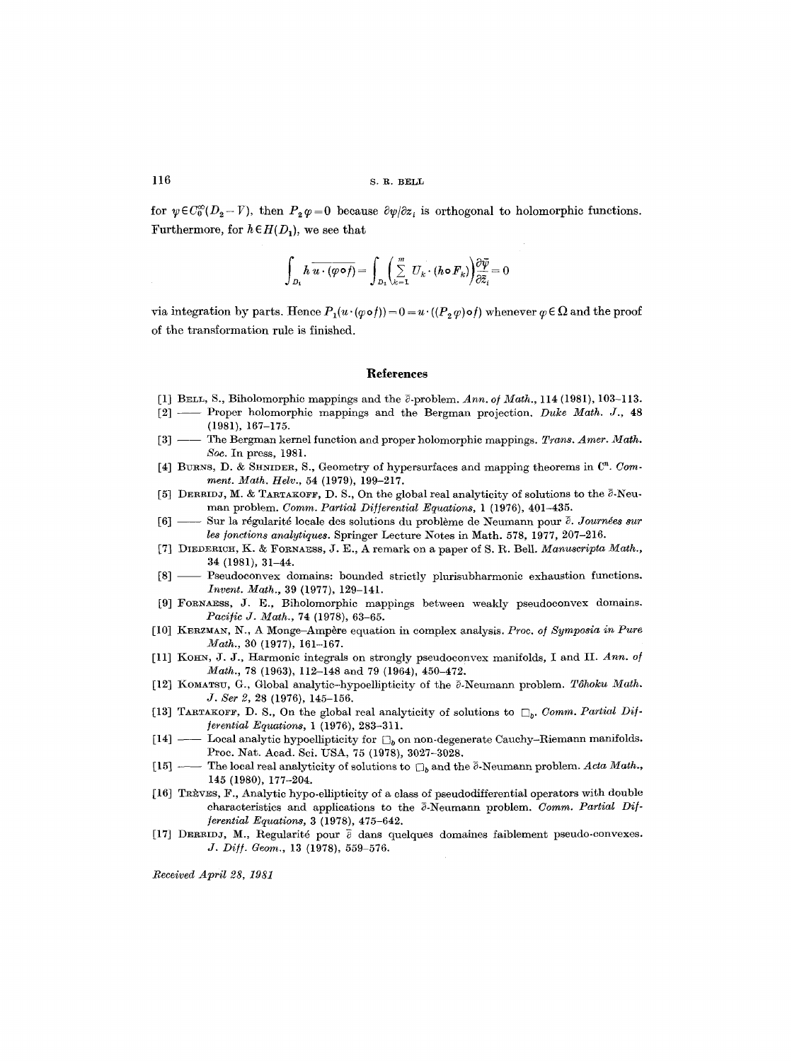for $\psi \in C_0^\infty(D_2 - V)$, then $P_2 \varphi = 0$ because $\partial \psi / \partial z_i$ is orthogonal to holomorphic functions. Furthermore, for $h \in H(D_1)$, we see that

$$\int_{D_1} h \overline{u \cdot (\varphi \circ f)} = \int_{D_1} \left( \sum_{k=1}^{m} U_k \cdot (h \circ F_k) \right) \frac{\partial \bar{\psi}}{\partial \bar{z}_i} = 0$$

via integration by parts. Hence $P_1(u \cdot (\varphi \circ f)) = 0 = u \cdot ((P_2 \varphi) \circ f)$ whenever $\varphi \in \Omega$ and the proof of the transformation rule is finished.

## References

[1] Bell, S., Biholomorphic mappings and the $\bar{\partial}$-problem. *Ann. of Math.*, 114 (1981), 103–113.

[2] —— Proper holomorphic mappings and the Bergman projection. *Duke Math. J.*, 48 (1981), 167–175.

[3] —— The Bergman kernel function and proper holomorphic mappings. *Trans. Amer. Math. Soc.* In press, 1981.

[4] Burns, D. & Shnider, S., Geometry of hypersurfaces and mapping theorems in $\mathbf{C}^n$. *Comment. Math. Helv.*, 54 (1979), 199–217.

[5] Derridj, M. & Tartakoff, D. S., On the global real analyticity of solutions to the $\bar{\partial}$-Neuman problem. *Comm. Partial Differential Equations*, 1 (1976), 401–435.

[6] —— Sur la régularité locale des solutions du problème de Neumann pour $\bar{\partial}$. *Journées sur les fonctions analytiques.* Springer Lecture Notes in Math. 578, 1977, 207–216.

[7] Diederich, K. & Fornaess, J. E., A remark on a paper of S. R. Bell. *Manuscripta Math.*, 34 (1981), 31–44.

[8] —— Pseudoconvex domains: bounded strictly plurisubharmonic exhaustion functions. *Invent. Math.*, 39 (1977), 129–141.

[9] Fornaess, J. E., Biholomorphic mappings between weakly pseudoconvex domains. *Pacific J. Math.*, 74 (1978), 63–65.

[10] Kerzman, N., A Monge–Ampère equation in complex analysis. *Proc. of Symposia in Pure Math.*, 30 (1977), 161–167.

[11] Kohn, J. J., Harmonic integrals on strongly pseudoconvex manifolds, I and II. *Ann. of Math.*, 78 (1963), 112–148 and 79 (1964), 450–472.

[12] Komatsu, G., Global analytic-hypoellipticity of the $\bar{\partial}$-Neumann problem. *Tôhoku Math. J. Ser 2*, 28 (1976), 145–156.

[13] Tartakoff, D. S., On the global real analyticity of solutions to $\Box_b$. *Comm. Partial Differential Equations*, 1 (1976), 283–311.

[14] —— Local analytic hypoellipticity for $\Box_b$ on non-degenerate Cauchy–Riemann manifolds. Proc. Nat. Acad. Sci. USA, 75 (1978), 3027–3028.

[15] —— The local real analyticity of solutions to $\Box_b$ and the $\bar{\partial}$-Neumann problem. *Acta Math.*, 145 (1980), 177–204.

[16] Trèves, F., Analytic hypo-ellipticity of a class of pseudodifferential operators with double characteristics and applications to the $\bar{\partial}$-Neumann problem. *Comm. Partial Differential Equations*, 3 (1978), 475–642.

[17] Derridj, M., Regularité pour $\bar{\partial}$ dans quelques domaines faiblement pseudo-convexes. *J. Diff. Geom.*, 13 (1978), 559–576.

*Received April 28, 1981*